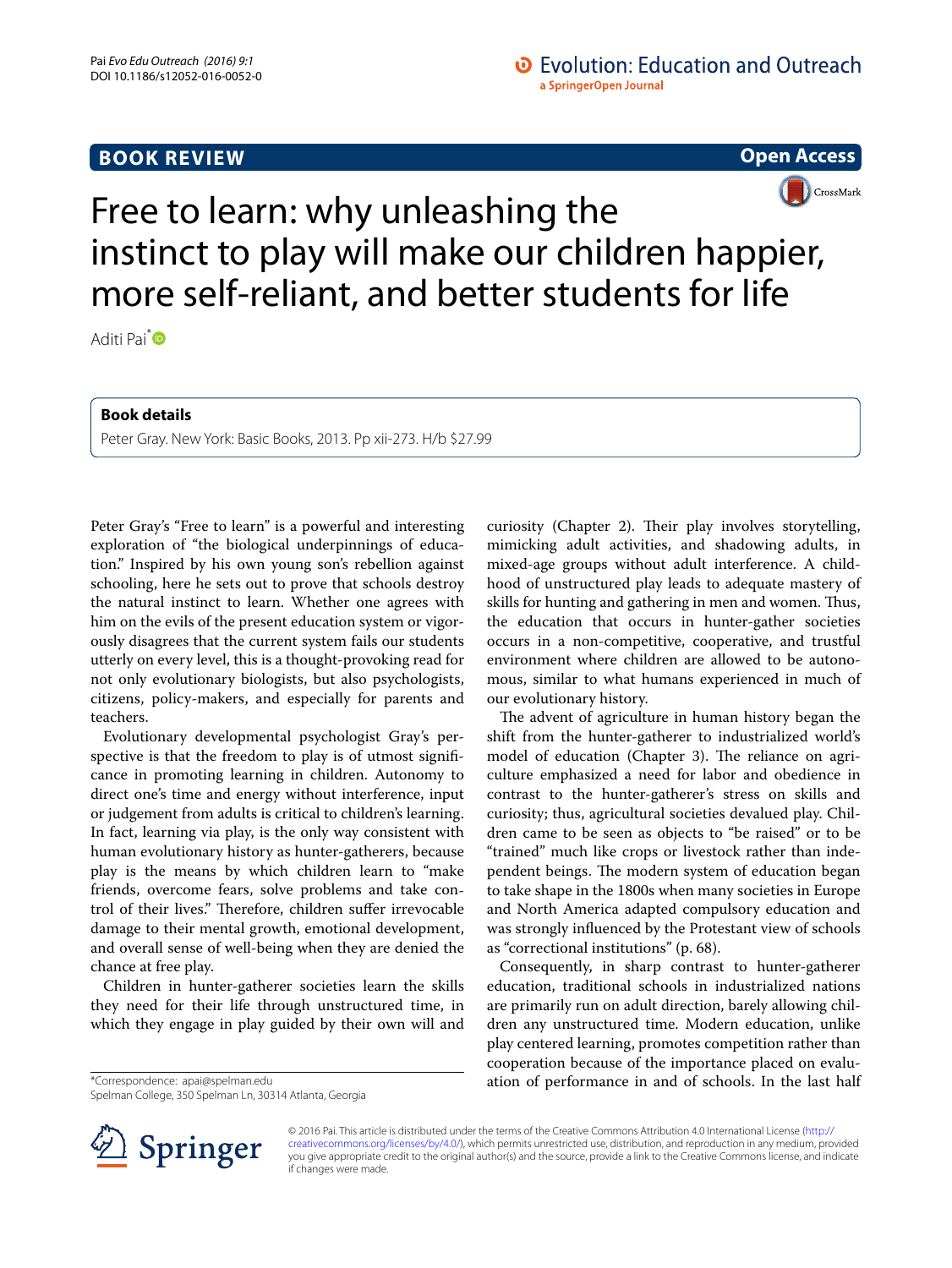BOOK REVIEW

Open Access

# Free to learn: why unleashing the instinct to play will make our children happier, more self-reliant, and better students for life

Aditi Pai*

**Book details**

Peter Gray. New York: Basic Books, 2013. Pp xii-273. H/b $27.99

Peter Gray's "Free to learn" is a powerful and interesting exploration of "the biological underpinnings of education." Inspired by his own young son's rebellion against schooling, here he sets out to prove that schools destroy the natural instinct to learn. Whether one agrees with him on the evils of the present education system or vigorously disagrees that the current system fails our students utterly on every level, this is a thought-provoking read for not only evolutionary biologists, but also psychologists, citizens, policy-makers, and especially for parents and teachers.

Evolutionary developmental psychologist Gray's perspective is that the freedom to play is of utmost significance in promoting learning in children. Autonomy to direct one's time and energy without interference, input or judgement from adults is critical to children's learning. In fact, learning via play, is the only way consistent with human evolutionary history as hunter-gatherers, because play is the means by which children learn to "make friends, overcome fears, solve problems and take control of their lives." Therefore, children suffer irrevocable damage to their mental growth, emotional development, and overall sense of well-being when they are denied the chance at free play.

Children in hunter-gatherer societies learn the skills they need for their life through unstructured time, in which they engage in play guided by their own will and curiosity (Chapter 2). Their play involves storytelling, mimicking adult activities, and shadowing adults, in mixed-age groups without adult interference. A childhood of unstructured play leads to adequate mastery of skills for hunting and gathering in men and women. Thus, the education that occurs in hunter-gather societies occurs in a non-competitive, cooperative, and trustful environment where children are allowed to be autonomous, similar to what humans experienced in much of our evolutionary history.

The advent of agriculture in human history began the shift from the hunter-gatherer to industrialized world's model of education (Chapter 3). The reliance on agriculture emphasized a need for labor and obedience in contrast to the hunter-gatherer's stress on skills and curiosity; thus, agricultural societies devalued play. Children came to be seen as objects to "be raised" or to be "trained" much like crops or livestock rather than independent beings. The modern system of education began to take shape in the 1800s when many societies in Europe and North America adapted compulsory education and was strongly influenced by the Protestant view of schools as "correctional institutions" (p. 68).

Consequently, in sharp contrast to hunter-gatherer education, traditional schools in industrialized nations are primarily run on adult direction, barely allowing children any unstructured time. Modern education, unlike play centered learning, promotes competition rather than cooperation because of the importance placed on evaluation of performance in and of schools. In the last half

*Correspondence: apai@spelman.edu
Spelman College, 350 Spelman Ln, 30314 Atlanta, Georgia

© 2016 Pai. This article is distributed under the terms of the Creative Commons Attribution 4.0 International License (http://creativecommons.org/licenses/by/4.0/), which permits unrestricted use, distribution, and reproduction in any medium, provided you give appropriate credit to the original author(s) and the source, provide a link to the Creative Commons license, and indicate if changes were made.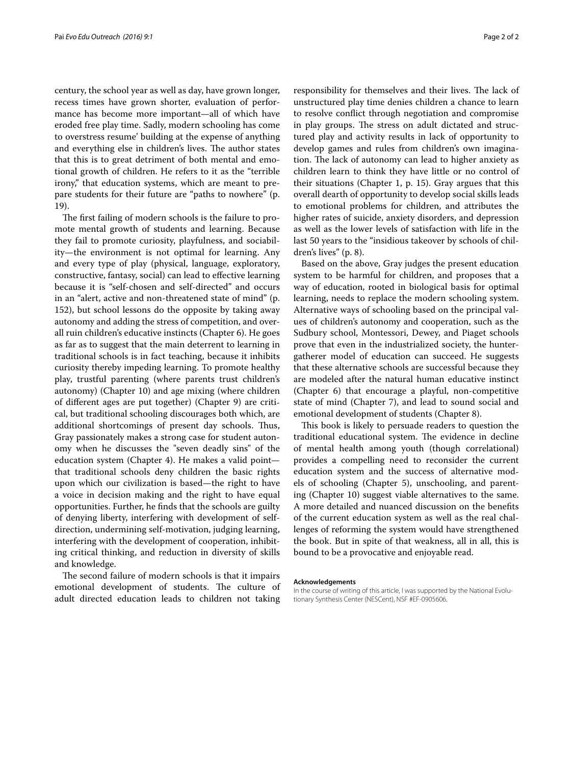century, the school year as well as day, have grown longer, recess times have grown shorter, evaluation of performance has become more important—all of which have eroded free play time. Sadly, modern schooling has come to overstress resume' building at the expense of anything and everything else in children's lives. The author states that this is to great detriment of both mental and emotional growth of children. He refers to it as the "terrible irony," that education systems, which are meant to prepare students for their future are "paths to nowhere" (p. 19).

The first failing of modern schools is the failure to promote mental growth of students and learning. Because they fail to promote curiosity, playfulness, and sociability—the environment is not optimal for learning. Any and every type of play (physical, language, exploratory, constructive, fantasy, social) can lead to effective learning because it is "self-chosen and self-directed" and occurs in an "alert, active and non-threatened state of mind" (p. 152), but school lessons do the opposite by taking away autonomy and adding the stress of competition, and overall ruin children's educative instincts (Chapter 6). He goes as far as to suggest that the main deterrent to learning in traditional schools is in fact teaching, because it inhibits curiosity thereby impeding learning. To promote healthy play, trustful parenting (where parents trust children's autonomy) (Chapter 10) and age mixing (where children of different ages are put together) (Chapter 9) are critical, but traditional schooling discourages both which, are additional shortcomings of present day schools. Thus, Gray passionately makes a strong case for student autonomy when he discusses the "seven deadly sins" of the education system (Chapter 4). He makes a valid point—that traditional schools deny children the basic rights upon which our civilization is based—the right to have a voice in decision making and the right to have equal opportunities. Further, he finds that the schools are guilty of denying liberty, interfering with development of self-direction, undermining self-motivation, judging learning, interfering with the development of cooperation, inhibiting critical thinking, and reduction in diversity of skills and knowledge.

The second failure of modern schools is that it impairs emotional development of students. The culture of adult directed education leads to children not taking responsibility for themselves and their lives. The lack of unstructured play time denies children a chance to learn to resolve conflict through negotiation and compromise in play groups. The stress on adult dictated and structured play and activity results in lack of opportunity to develop games and rules from children's own imagination. The lack of autonomy can lead to higher anxiety as children learn to think they have little or no control of their situations (Chapter 1, p. 15). Gray argues that this overall dearth of opportunity to develop social skills leads to emotional problems for children, and attributes the higher rates of suicide, anxiety disorders, and depression as well as the lower levels of satisfaction with life in the last 50 years to the "insidious takeover by schools of children's lives" (p. 8).

Based on the above, Gray judges the present education system to be harmful for children, and proposes that a way of education, rooted in biological basis for optimal learning, needs to replace the modern schooling system. Alternative ways of schooling based on the principal values of children's autonomy and cooperation, such as the Sudbury school, Montessori, Dewey, and Piaget schools prove that even in the industrialized society, the hunter-gatherer model of education can succeed. He suggests that these alternative schools are successful because they are modeled after the natural human educative instinct (Chapter 6) that encourage a playful, non-competitive state of mind (Chapter 7), and lead to sound social and emotional development of students (Chapter 8).

This book is likely to persuade readers to question the traditional educational system. The evidence in decline of mental health among youth (though correlational) provides a compelling need to reconsider the current education system and the success of alternative models of schooling (Chapter 5), unschooling, and parenting (Chapter 10) suggest viable alternatives to the same. A more detailed and nuanced discussion on the benefits of the current education system as well as the real challenges of reforming the system would have strengthened the book. But in spite of that weakness, all in all, this is bound to be a provocative and enjoyable read.

**Acknowledgements**

In the course of writing of this article, I was supported by the National Evolutionary Synthesis Center (NESCent), NSF #EF-0905606.